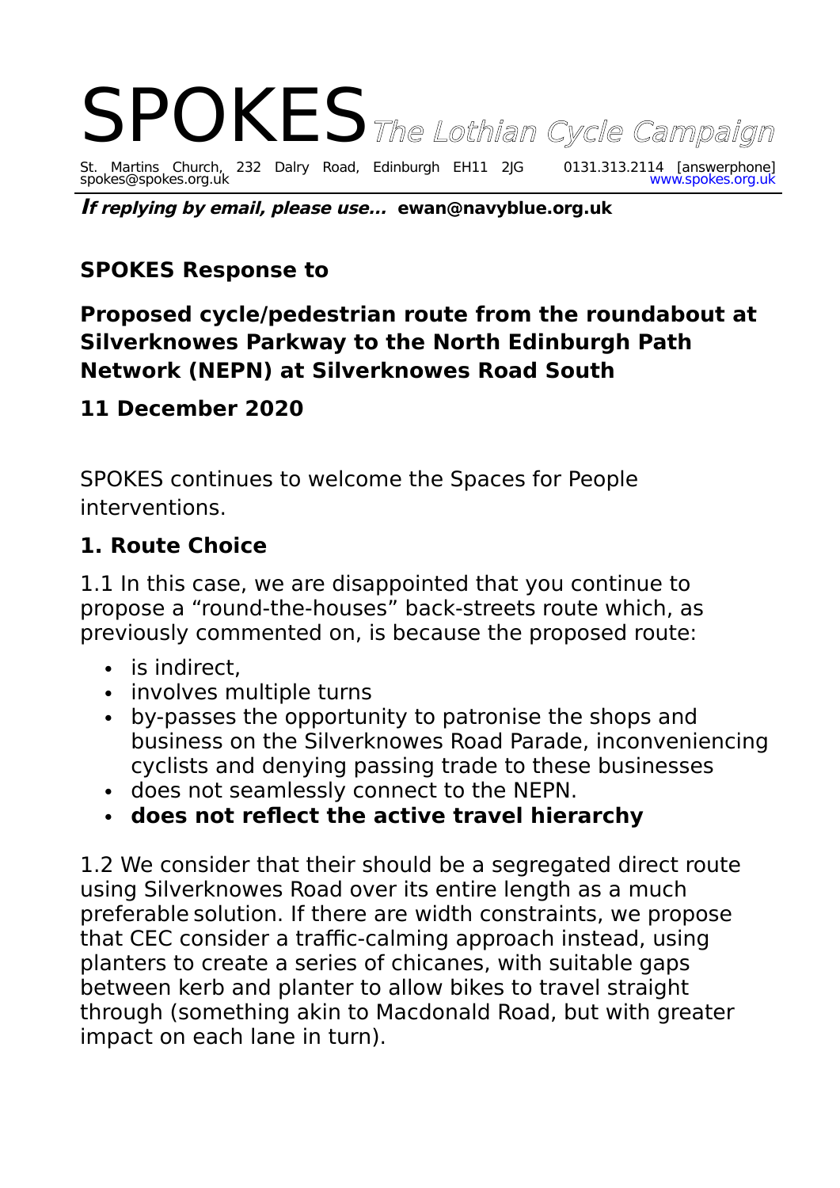# SPOKES *The Lothian Cycle Campaign*

St. Martins Church, 232 Dalry Road, Edinburgh EH11 2JG 0131.313.2114 [answerphone]
spokes@spokes.org.uk www.spokes.org.uk

***If replying by email, please use...*** **ewan@navyblue.org.uk**

## SPOKES Response to

## Proposed cycle/pedestrian route from the roundabout at Silverknowes Parkway to the North Edinburgh Path Network (NEPN) at Silverknowes Road South

## 11 December 2020

SPOKES continues to welcome the Spaces for People interventions.

### 1. Route Choice

1.1 In this case, we are disappointed that you continue to propose a "round-the-houses" back-streets route which, as previously commented on, is because the proposed route:

- is indirect,
- involves multiple turns
- by-passes the opportunity to patronise the shops and business on the Silverknowes Road Parade, inconveniencing cyclists and denying passing trade to these businesses
- does not seamlessly connect to the NEPN.
- **does not reflect the active travel hierarchy**

1.2 We consider that their should be a segregated direct route using Silverknowes Road over its entire length as a much preferable solution. If there are width constraints, we propose that CEC consider a traffic-calming approach instead, using planters to create a series of chicanes, with suitable gaps between kerb and planter to allow bikes to travel straight through (something akin to Macdonald Road, but with greater impact on each lane in turn).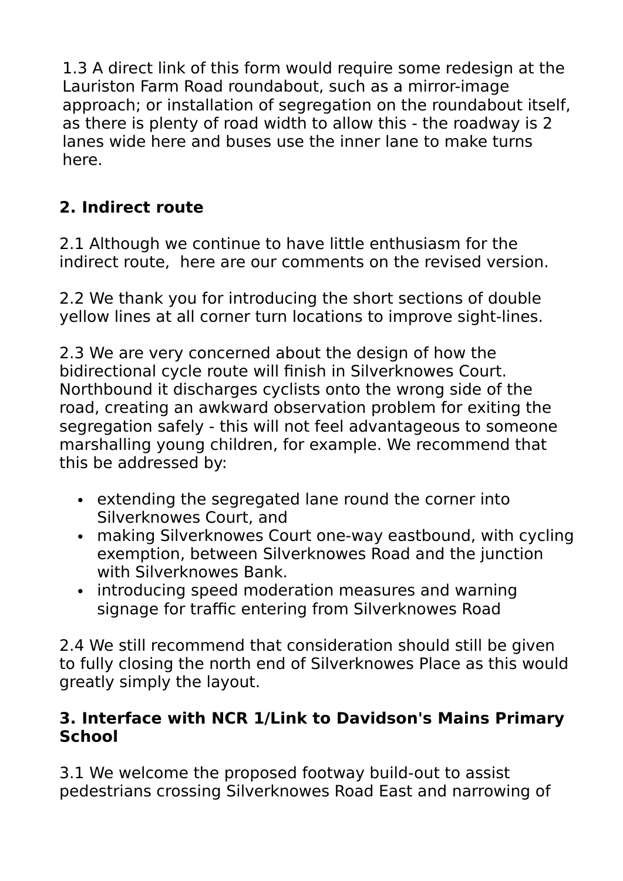1.3 A direct link of this form would require some redesign at the Lauriston Farm Road roundabout, such as a mirror-image approach; or installation of segregation on the roundabout itself, as there is plenty of road width to allow this - the roadway is 2 lanes wide here and buses use the inner lane to make turns here.

## 2. Indirect route

2.1 Although we continue to have little enthusiasm for the indirect route, here are our comments on the revised version.

2.2 We thank you for introducing the short sections of double yellow lines at all corner turn locations to improve sight-lines.

2.3 We are very concerned about the design of how the bidirectional cycle route will finish in Silverknowes Court. Northbound it discharges cyclists onto the wrong side of the road, creating an awkward observation problem for exiting the segregation safely - this will not feel advantageous to someone marshalling young children, for example. We recommend that this be addressed by:

- extending the segregated lane round the corner into Silverknowes Court, and
- making Silverknowes Court one-way eastbound, with cycling exemption, between Silverknowes Road and the junction with Silverknowes Bank.
- introducing speed moderation measures and warning signage for traffic entering from Silverknowes Road

2.4 We still recommend that consideration should still be given to fully closing the north end of Silverknowes Place as this would greatly simply the layout.

## 3. Interface with NCR 1/Link to Davidson's Mains Primary School

3.1 We welcome the proposed footway build-out to assist pedestrians crossing Silverknowes Road East and narrowing of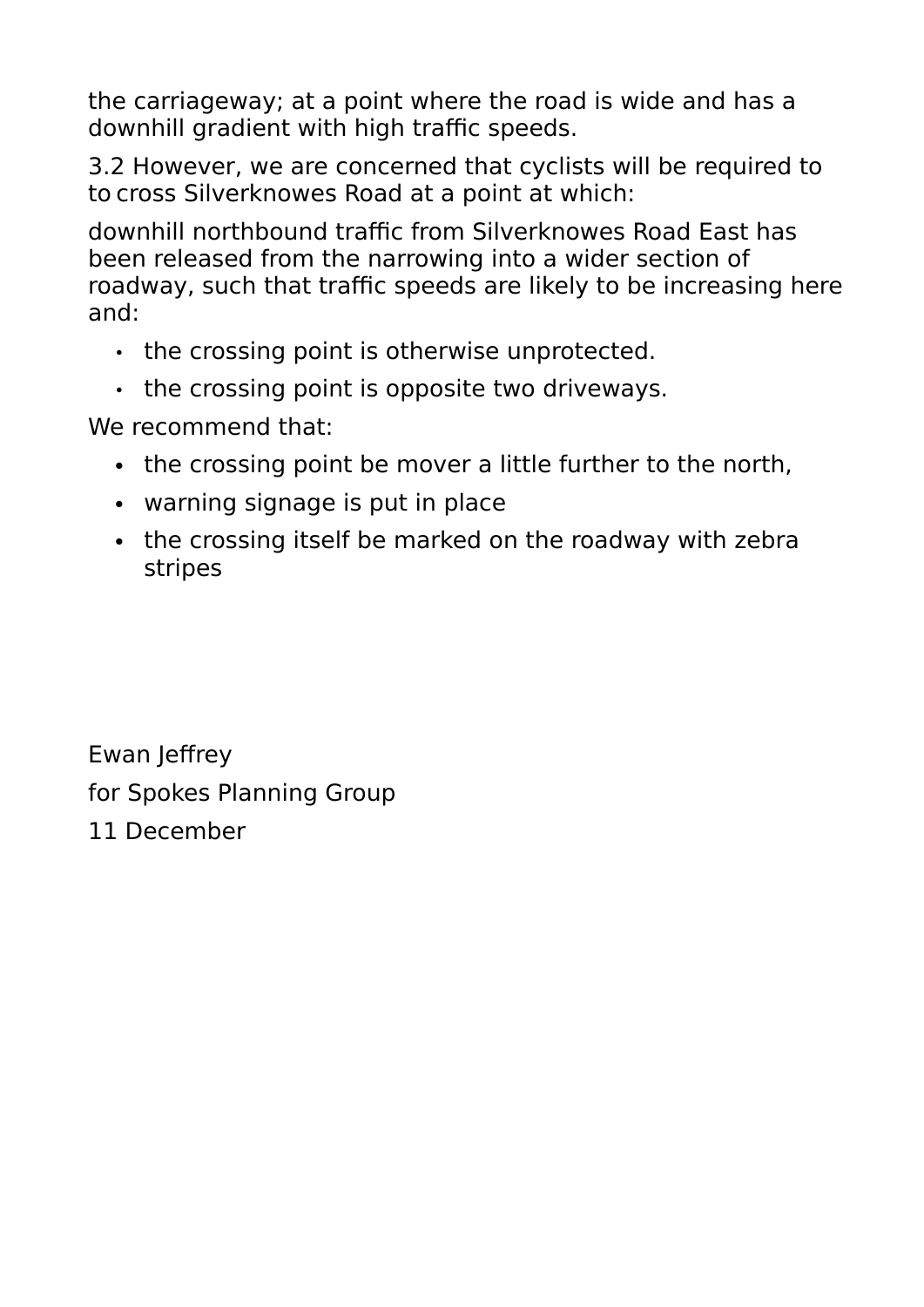the carriageway; at a point where the road is wide and has a downhill gradient with high traffic speeds.

3.2 However, we are concerned that cyclists will be required to to cross Silverknowes Road at a point at which:

downhill northbound traffic from Silverknowes Road East has been released from the narrowing into a wider section of roadway, such that traffic speeds are likely to be increasing here and:

- the crossing point is otherwise unprotected.
- the crossing point is opposite two driveways.

We recommend that:

- the crossing point be mover a little further to the north,
- warning signage is put in place
- the crossing itself be marked on the roadway with zebra stripes

Ewan Jeffrey

for Spokes Planning Group

11 December